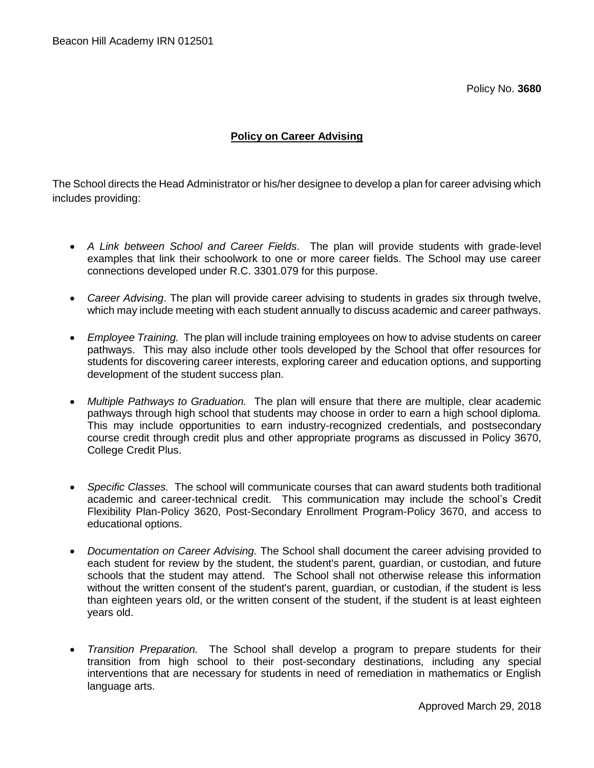Beacon Hill Academy IRN 012501

Policy No. **3680**

## Policy on Career Advising

The School directs the Head Administrator or his/her designee to develop a plan for career advising which includes providing:

- *A Link between School and Career Fields*. The plan will provide students with grade-level examples that link their schoolwork to one or more career fields. The School may use career connections developed under R.C. 3301.079 for this purpose.
- *Career Advising*. The plan will provide career advising to students in grades six through twelve, which may include meeting with each student annually to discuss academic and career pathways.
- *Employee Training.* The plan will include training employees on how to advise students on career pathways. This may also include other tools developed by the School that offer resources for students for discovering career interests, exploring career and education options, and supporting development of the student success plan.
- *Multiple Pathways to Graduation.* The plan will ensure that there are multiple, clear academic pathways through high school that students may choose in order to earn a high school diploma. This may include opportunities to earn industry-recognized credentials, and postsecondary course credit through credit plus and other appropriate programs as discussed in Policy 3670, College Credit Plus.
- *Specific Classes.* The school will communicate courses that can award students both traditional academic and career-technical credit. This communication may include the school's Credit Flexibility Plan-Policy 3620, Post-Secondary Enrollment Program-Policy 3670, and access to educational options.
- *Documentation on Career Advising.* The School shall document the career advising provided to each student for review by the student, the student's parent, guardian, or custodian, and future schools that the student may attend. The School shall not otherwise release this information without the written consent of the student's parent, guardian, or custodian, if the student is less than eighteen years old, or the written consent of the student, if the student is at least eighteen years old.
- *Transition Preparation.* The School shall develop a program to prepare students for their transition from high school to their post-secondary destinations, including any special interventions that are necessary for students in need of remediation in mathematics or English language arts.

Approved March 29, 2018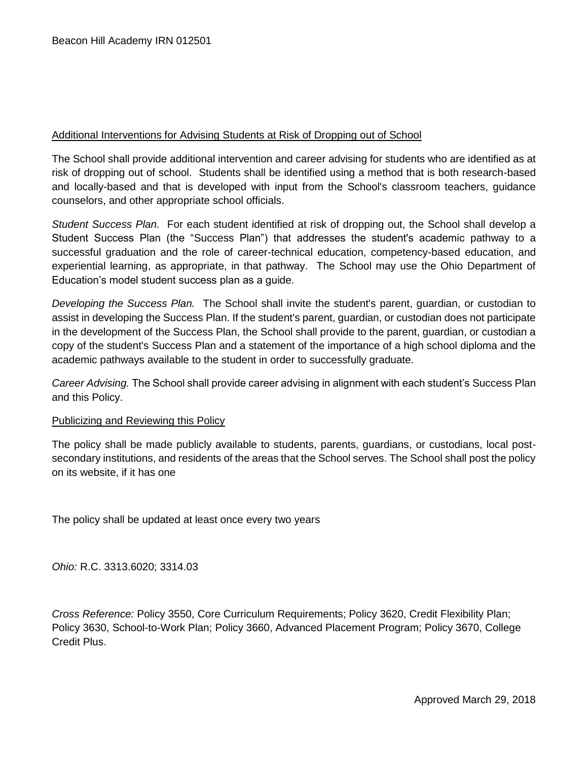Beacon Hill Academy IRN 012501

## Additional Interventions for Advising Students at Risk of Dropping out of School

The School shall provide additional intervention and career advising for students who are identified as at risk of dropping out of school. Students shall be identified using a method that is both research-based and locally-based and that is developed with input from the School's classroom teachers, guidance counselors, and other appropriate school officials.

*Student Success Plan.* For each student identified at risk of dropping out, the School shall develop a Student Success Plan (the "Success Plan") that addresses the student's academic pathway to a successful graduation and the role of career-technical education, competency-based education, and experiential learning, as appropriate, in that pathway. The School may use the Ohio Department of Education's model student success plan as a guide.

*Developing the Success Plan.* The School shall invite the student's parent, guardian, or custodian to assist in developing the Success Plan. If the student's parent, guardian, or custodian does not participate in the development of the Success Plan, the School shall provide to the parent, guardian, or custodian a copy of the student's Success Plan and a statement of the importance of a high school diploma and the academic pathways available to the student in order to successfully graduate.

*Career Advising.* The School shall provide career advising in alignment with each student's Success Plan and this Policy.

## Publicizing and Reviewing this Policy

The policy shall be made publicly available to students, parents, guardians, or custodians, local post-secondary institutions, and residents of the areas that the School serves. The School shall post the policy on its website, if it has one

The policy shall be updated at least once every two years

*Ohio:* R.C. 3313.6020; 3314.03

*Cross Reference:* Policy 3550, Core Curriculum Requirements; Policy 3620, Credit Flexibility Plan; Policy 3630, School-to-Work Plan; Policy 3660, Advanced Placement Program; Policy 3670, College Credit Plus.

Approved March 29, 2018